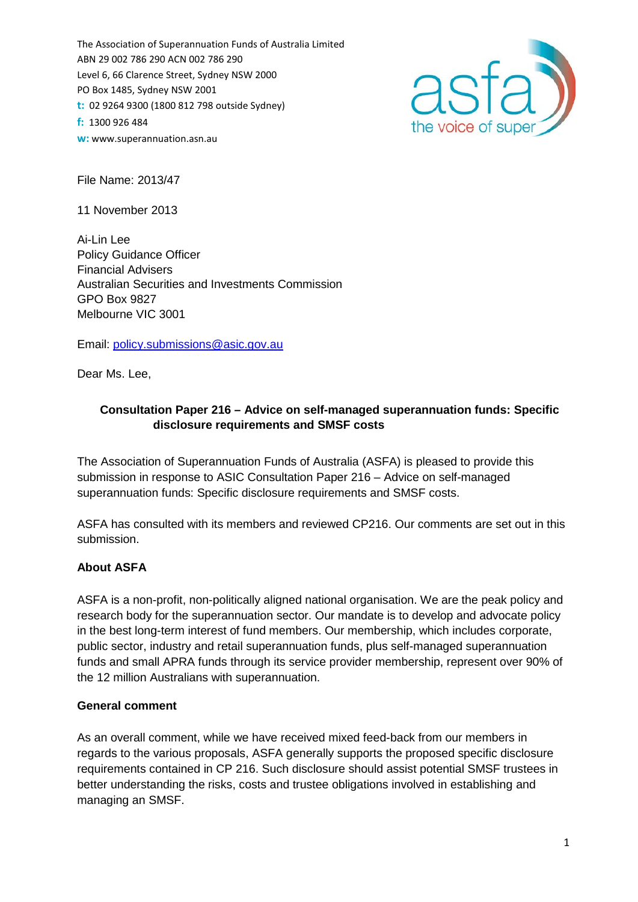The Association of Superannuation Funds of Australia Limited
ABN 29 002 786 290 ACN 002 786 290
Level 6, 66 Clarence Street, Sydney NSW 2000
PO Box 1485, Sydney NSW 2001
**t:** 02 9264 9300 (1800 812 798 outside Sydney)
**f:** 1300 926 484
**w:** www.superannuation.asn.au

asfa
the voice of super

File Name: 2013/47

11 November 2013

Ai-Lin Lee
Policy Guidance Officer
Financial Advisers
Australian Securities and Investments Commission
GPO Box 9827
Melbourne VIC 3001

Email: policy.submissions@asic.gov.au

Dear Ms. Lee,

**Consultation Paper 216 – Advice on self-managed superannuation funds: Specific disclosure requirements and SMSF costs**

The Association of Superannuation Funds of Australia (ASFA) is pleased to provide this submission in response to ASIC Consultation Paper 216 – Advice on self-managed superannuation funds: Specific disclosure requirements and SMSF costs.

ASFA has consulted with its members and reviewed CP216. Our comments are set out in this submission.

**About ASFA**

ASFA is a non-profit, non-politically aligned national organisation. We are the peak policy and research body for the superannuation sector. Our mandate is to develop and advocate policy in the best long-term interest of fund members. Our membership, which includes corporate, public sector, industry and retail superannuation funds, plus self-managed superannuation funds and small APRA funds through its service provider membership, represent over 90% of the 12 million Australians with superannuation.

**General comment**

As an overall comment, while we have received mixed feed-back from our members in regards to the various proposals, ASFA generally supports the proposed specific disclosure requirements contained in CP 216. Such disclosure should assist potential SMSF trustees in better understanding the risks, costs and trustee obligations involved in establishing and managing an SMSF.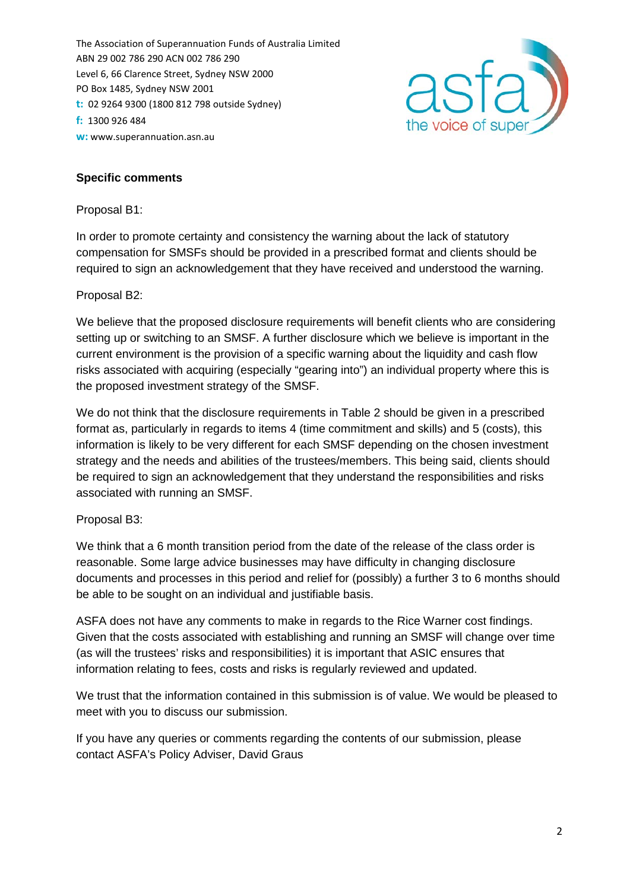The Association of Superannuation Funds of Australia Limited
ABN 29 002 786 290 ACN 002 786 290
Level 6, 66 Clarence Street, Sydney NSW 2000
PO Box 1485, Sydney NSW 2001
**t:** 02 9264 9300 (1800 812 798 outside Sydney)
**f:** 1300 926 484
**w:** www.superannuation.asn.au

**Specific comments**

Proposal B1:

In order to promote certainty and consistency the warning about the lack of statutory compensation for SMSFs should be provided in a prescribed format and clients should be required to sign an acknowledgement that they have received and understood the warning.

Proposal B2:

We believe that the proposed disclosure requirements will benefit clients who are considering setting up or switching to an SMSF. A further disclosure which we believe is important in the current environment is the provision of a specific warning about the liquidity and cash flow risks associated with acquiring (especially "gearing into") an individual property where this is the proposed investment strategy of the SMSF.

We do not think that the disclosure requirements in Table 2 should be given in a prescribed format as, particularly in regards to items 4 (time commitment and skills) and 5 (costs), this information is likely to be very different for each SMSF depending on the chosen investment strategy and the needs and abilities of the trustees/members. This being said, clients should be required to sign an acknowledgement that they understand the responsibilities and risks associated with running an SMSF.

Proposal B3:

We think that a 6 month transition period from the date of the release of the class order is reasonable. Some large advice businesses may have difficulty in changing disclosure documents and processes in this period and relief for (possibly) a further 3 to 6 months should be able to be sought on an individual and justifiable basis.

ASFA does not have any comments to make in regards to the Rice Warner cost findings. Given that the costs associated with establishing and running an SMSF will change over time (as will the trustees' risks and responsibilities) it is important that ASIC ensures that information relating to fees, costs and risks is regularly reviewed and updated.

We trust that the information contained in this submission is of value. We would be pleased to meet with you to discuss our submission.

If you have any queries or comments regarding the contents of our submission, please contact ASFA's Policy Adviser, David Graus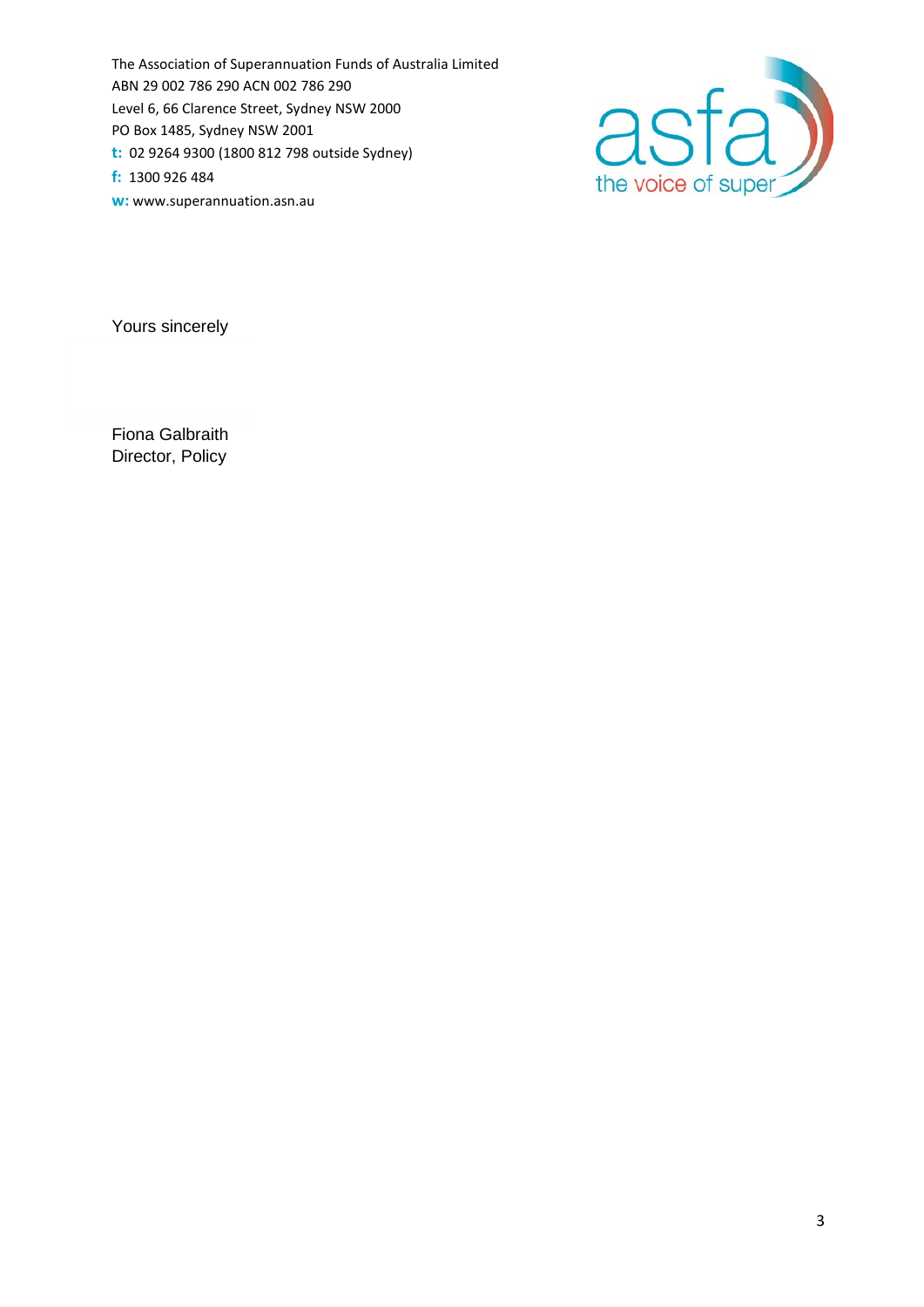The Association of Superannuation Funds of Australia Limited
ABN 29 002 786 290 ACN 002 786 290
Level 6, 66 Clarence Street, Sydney NSW 2000
PO Box 1485, Sydney NSW 2001
**t:** 02 9264 9300 (1800 812 798 outside Sydney)
**f:** 1300 926 484
**w:** www.superannuation.asn.au

asfa
the voice of super

Yours sincerely

Fiona Galbraith
Director, Policy